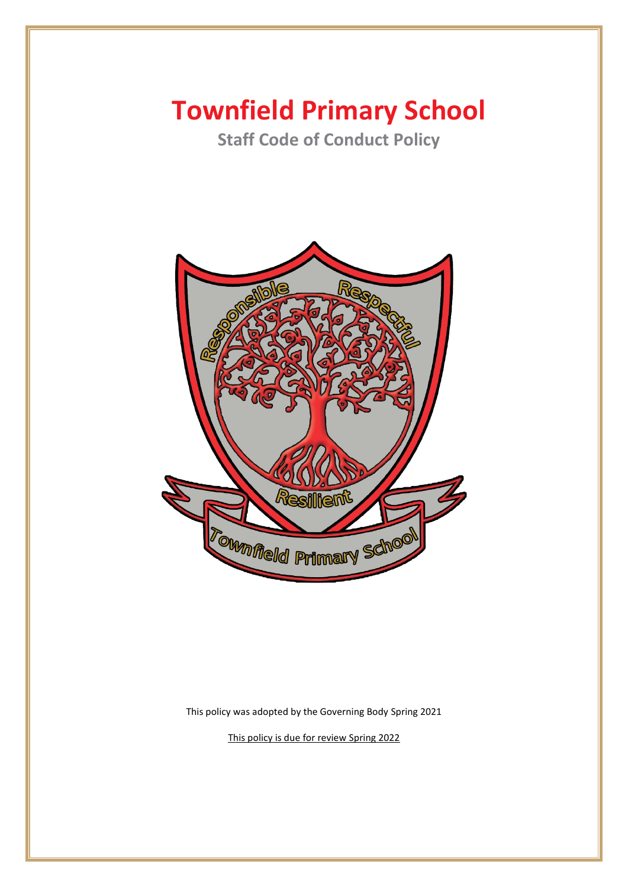# Townfield Primary School

## Staff Code of Conduct Policy

This policy was adopted by the Governing Body Spring 2021

This policy is due for review Spring 2022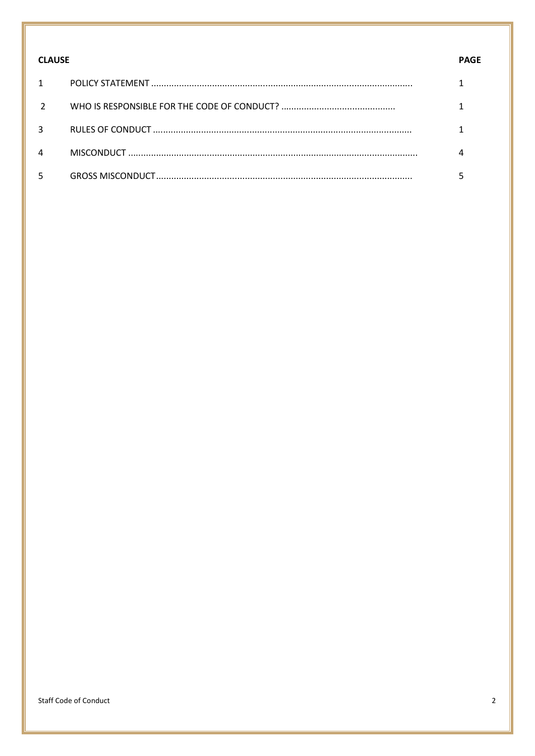| CLAUSE | | PAGE |
|---|---|---|
| 1 | POLICY STATEMENT | 1 |
| 2 | WHO IS RESPONSIBLE FOR THE CODE OF CONDUCT? | 1 |
| 3 | RULES OF CONDUCT | 1 |
| 4 | MISCONDUCT | 4 |
| 5 | GROSS MISCONDUCT | 5 |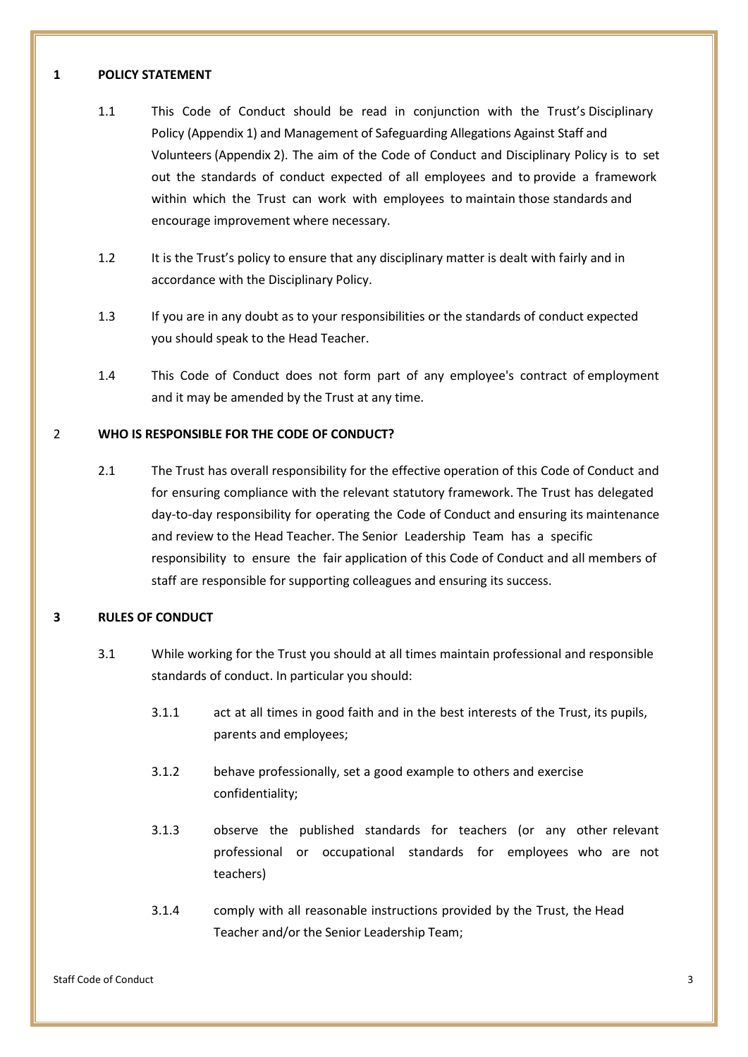## 1 POLICY STATEMENT

1.1 This Code of Conduct should be read in conjunction with the Trust's Disciplinary Policy (Appendix 1) and Management of Safeguarding Allegations Against Staff and Volunteers (Appendix 2). The aim of the Code of Conduct and Disciplinary Policy is to set out the standards of conduct expected of all employees and to provide a framework within which the Trust can work with employees to maintain those standards and encourage improvement where necessary.

1.2 It is the Trust's policy to ensure that any disciplinary matter is dealt with fairly and in accordance with the Disciplinary Policy.

1.3 If you are in any doubt as to your responsibilities or the standards of conduct expected you should speak to the Head Teacher.

1.4 This Code of Conduct does not form part of any employee's contract of employment and it may be amended by the Trust at any time.

## 2 WHO IS RESPONSIBLE FOR THE CODE OF CONDUCT?

2.1 The Trust has overall responsibility for the effective operation of this Code of Conduct and for ensuring compliance with the relevant statutory framework. The Trust has delegated day-to-day responsibility for operating the Code of Conduct and ensuring its maintenance and review to the Head Teacher. The Senior Leadership Team has a specific responsibility to ensure the fair application of this Code of Conduct and all members of staff are responsible for supporting colleagues and ensuring its success.

## 3 RULES OF CONDUCT

3.1 While working for the Trust you should at all times maintain professional and responsible standards of conduct. In particular you should:

3.1.1 act at all times in good faith and in the best interests of the Trust, its pupils, parents and employees;

3.1.2 behave professionally, set a good example to others and exercise confidentiality;

3.1.3 observe the published standards for teachers (or any other relevant professional or occupational standards for employees who are not teachers)

3.1.4 comply with all reasonable instructions provided by the Trust, the Head Teacher and/or the Senior Leadership Team;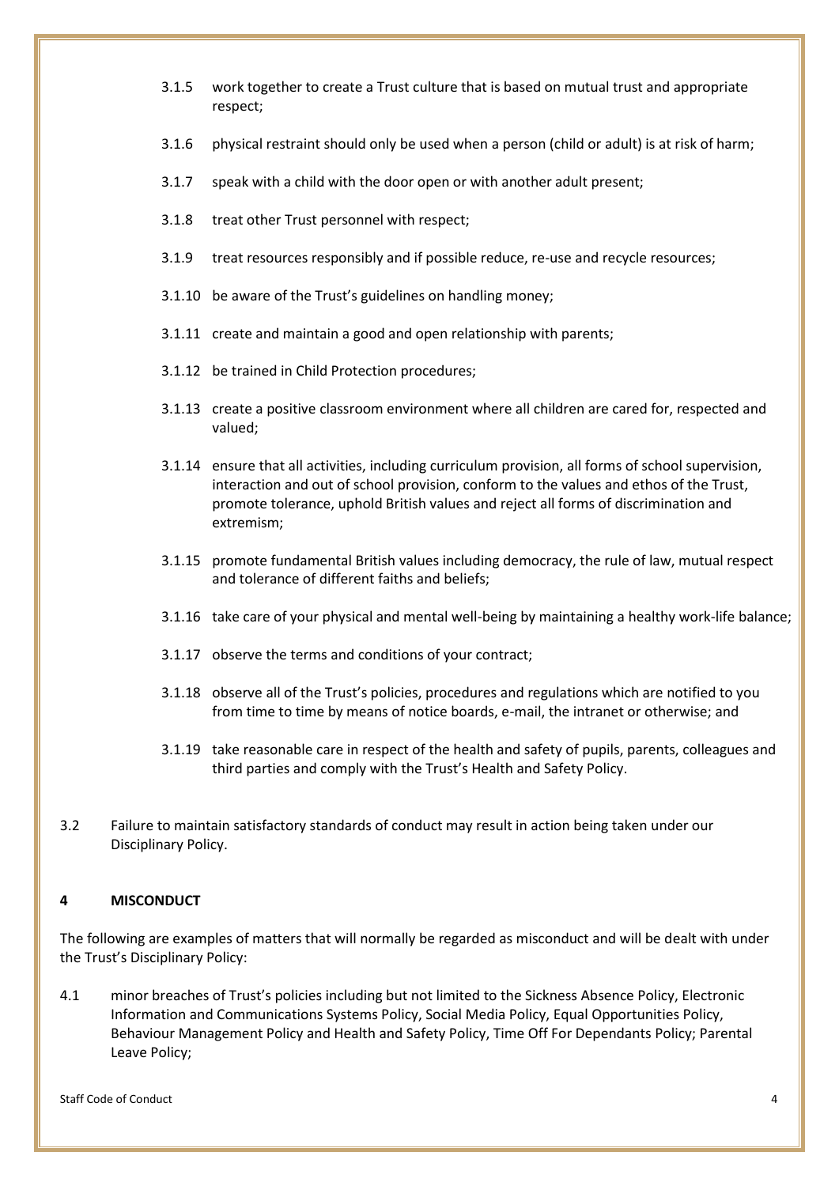3.1.5 work together to create a Trust culture that is based on mutual trust and appropriate respect;

3.1.6 physical restraint should only be used when a person (child or adult) is at risk of harm;

3.1.7 speak with a child with the door open or with another adult present;

3.1.8 treat other Trust personnel with respect;

3.1.9 treat resources responsibly and if possible reduce, re-use and recycle resources;

3.1.10 be aware of the Trust's guidelines on handling money;

3.1.11 create and maintain a good and open relationship with parents;

3.1.12 be trained in Child Protection procedures;

3.1.13 create a positive classroom environment where all children are cared for, respected and valued;

3.1.14 ensure that all activities, including curriculum provision, all forms of school supervision, interaction and out of school provision, conform to the values and ethos of the Trust, promote tolerance, uphold British values and reject all forms of discrimination and extremism;

3.1.15 promote fundamental British values including democracy, the rule of law, mutual respect and tolerance of different faiths and beliefs;

3.1.16 take care of your physical and mental well-being by maintaining a healthy work-life balance;

3.1.17 observe the terms and conditions of your contract;

3.1.18 observe all of the Trust's policies, procedures and regulations which are notified to you from time to time by means of notice boards, e-mail, the intranet or otherwise; and

3.1.19 take reasonable care in respect of the health and safety of pupils, parents, colleagues and third parties and comply with the Trust's Health and Safety Policy.

3.2 Failure to maintain satisfactory standards of conduct may result in action being taken under our Disciplinary Policy.

## 4 MISCONDUCT

The following are examples of matters that will normally be regarded as misconduct and will be dealt with under the Trust's Disciplinary Policy:

4.1 minor breaches of Trust's policies including but not limited to the Sickness Absence Policy, Electronic Information and Communications Systems Policy, Social Media Policy, Equal Opportunities Policy, Behaviour Management Policy and Health and Safety Policy, Time Off For Dependants Policy; Parental Leave Policy;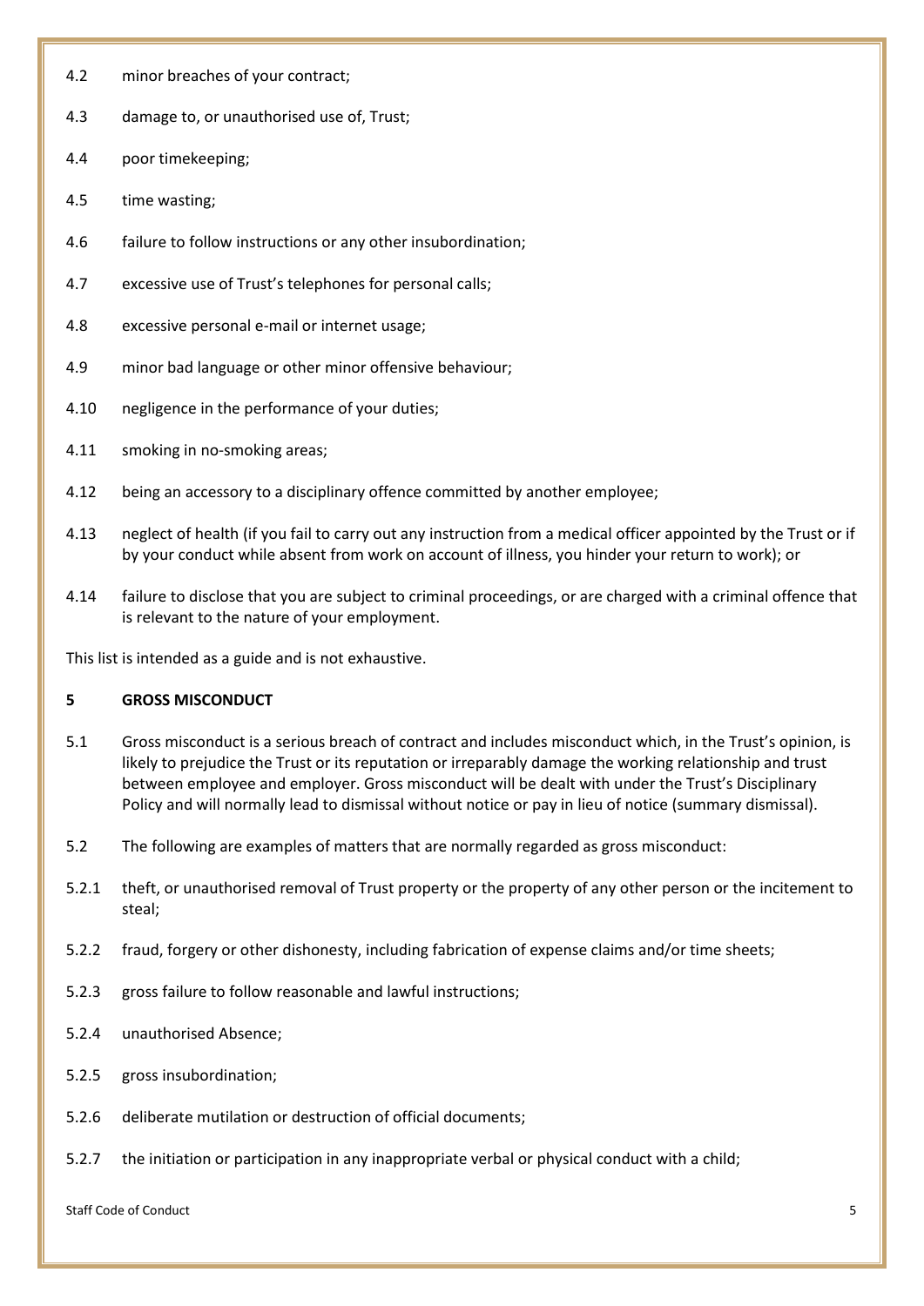4.2 minor breaches of your contract;

4.3 damage to, or unauthorised use of, Trust;

4.4 poor timekeeping;

4.5 time wasting;

4.6 failure to follow instructions or any other insubordination;

4.7 excessive use of Trust's telephones for personal calls;

4.8 excessive personal e-mail or internet usage;

4.9 minor bad language or other minor offensive behaviour;

4.10 negligence in the performance of your duties;

4.11 smoking in no-smoking areas;

4.12 being an accessory to a disciplinary offence committed by another employee;

4.13 neglect of health (if you fail to carry out any instruction from a medical officer appointed by the Trust or if by your conduct while absent from work on account of illness, you hinder your return to work); or

4.14 failure to disclose that you are subject to criminal proceedings, or are charged with a criminal offence that is relevant to the nature of your employment.

This list is intended as a guide and is not exhaustive.

## 5 GROSS MISCONDUCT

5.1 Gross misconduct is a serious breach of contract and includes misconduct which, in the Trust's opinion, is likely to prejudice the Trust or its reputation or irreparably damage the working relationship and trust between employee and employer. Gross misconduct will be dealt with under the Trust's Disciplinary Policy and will normally lead to dismissal without notice or pay in lieu of notice (summary dismissal).

5.2 The following are examples of matters that are normally regarded as gross misconduct:

5.2.1 theft, or unauthorised removal of Trust property or the property of any other person or the incitement to steal;

5.2.2 fraud, forgery or other dishonesty, including fabrication of expense claims and/or time sheets;

5.2.3 gross failure to follow reasonable and lawful instructions;

5.2.4 unauthorised Absence;

5.2.5 gross insubordination;

5.2.6 deliberate mutilation or destruction of official documents;

5.2.7 the initiation or participation in any inappropriate verbal or physical conduct with a child;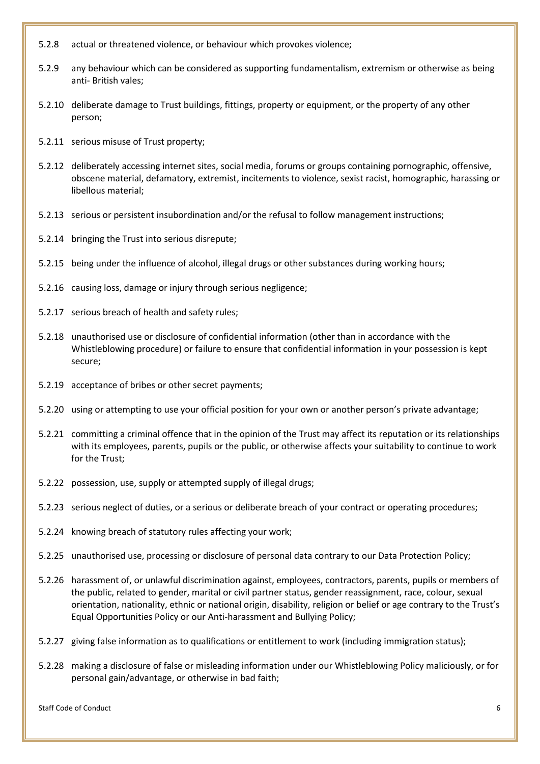5.2.8 actual or threatened violence, or behaviour which provokes violence;

5.2.9 any behaviour which can be considered as supporting fundamentalism, extremism or otherwise as being anti- British vales;

5.2.10 deliberate damage to Trust buildings, fittings, property or equipment, or the property of any other person;

5.2.11 serious misuse of Trust property;

5.2.12 deliberately accessing internet sites, social media, forums or groups containing pornographic, offensive, obscene material, defamatory, extremist, incitements to violence, sexist racist, homographic, harassing or libellous material;

5.2.13 serious or persistent insubordination and/or the refusal to follow management instructions;

5.2.14 bringing the Trust into serious disrepute;

5.2.15 being under the influence of alcohol, illegal drugs or other substances during working hours;

5.2.16 causing loss, damage or injury through serious negligence;

5.2.17 serious breach of health and safety rules;

5.2.18 unauthorised use or disclosure of confidential information (other than in accordance with the Whistleblowing procedure) or failure to ensure that confidential information in your possession is kept secure;

5.2.19 acceptance of bribes or other secret payments;

5.2.20 using or attempting to use your official position for your own or another person's private advantage;

5.2.21 committing a criminal offence that in the opinion of the Trust may affect its reputation or its relationships with its employees, parents, pupils or the public, or otherwise affects your suitability to continue to work for the Trust;

5.2.22 possession, use, supply or attempted supply of illegal drugs;

5.2.23 serious neglect of duties, or a serious or deliberate breach of your contract or operating procedures;

5.2.24 knowing breach of statutory rules affecting your work;

5.2.25 unauthorised use, processing or disclosure of personal data contrary to our Data Protection Policy;

5.2.26 harassment of, or unlawful discrimination against, employees, contractors, parents, pupils or members of the public, related to gender, marital or civil partner status, gender reassignment, race, colour, sexual orientation, nationality, ethnic or national origin, disability, religion or belief or age contrary to the Trust's Equal Opportunities Policy or our Anti-harassment and Bullying Policy;

5.2.27 giving false information as to qualifications or entitlement to work (including immigration status);

5.2.28 making a disclosure of false or misleading information under our Whistleblowing Policy maliciously, or for personal gain/advantage, or otherwise in bad faith;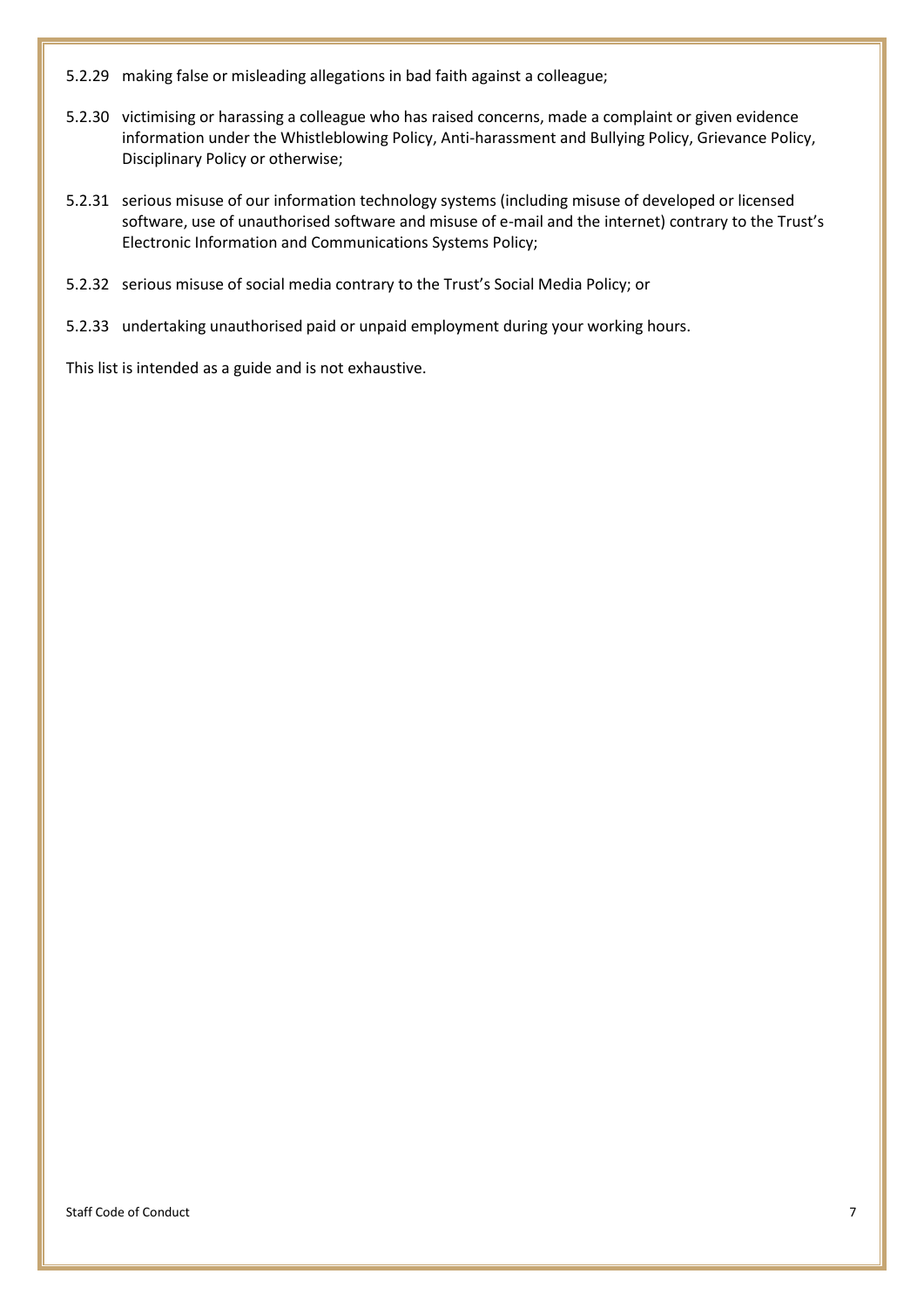5.2.29 making false or misleading allegations in bad faith against a colleague;

5.2.30 victimising or harassing a colleague who has raised concerns, made a complaint or given evidence information under the Whistleblowing Policy, Anti-harassment and Bullying Policy, Grievance Policy, Disciplinary Policy or otherwise;

5.2.31 serious misuse of our information technology systems (including misuse of developed or licensed software, use of unauthorised software and misuse of e-mail and the internet) contrary to the Trust's Electronic Information and Communications Systems Policy;

5.2.32 serious misuse of social media contrary to the Trust's Social Media Policy; or

5.2.33 undertaking unauthorised paid or unpaid employment during your working hours.

This list is intended as a guide and is not exhaustive.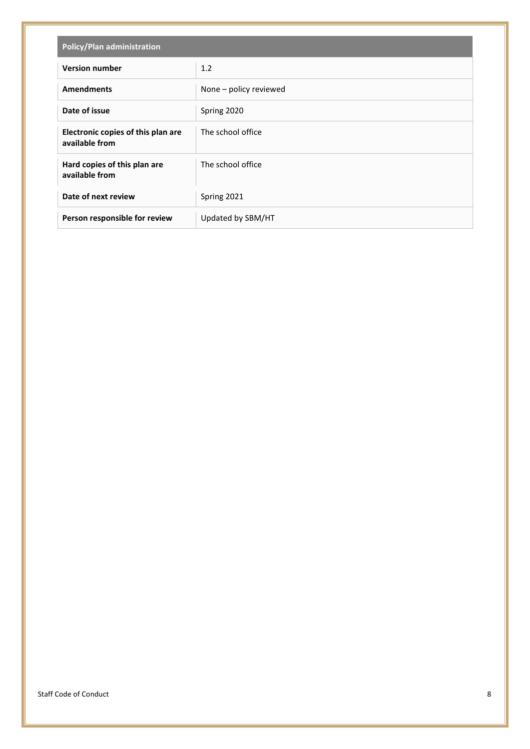| Policy/Plan administration | |
|---|---|
| **Version number** | 1.2 |
| **Amendments** | None – policy reviewed |
| **Date of issue** | Spring 2020 |
| **Electronic copies of this plan are available from** | The school office |
| **Hard copies of this plan are available from** | The school office |
| **Date of next review** | Spring 2021 |
| **Person responsible for review** | Updated by SBM/HT |